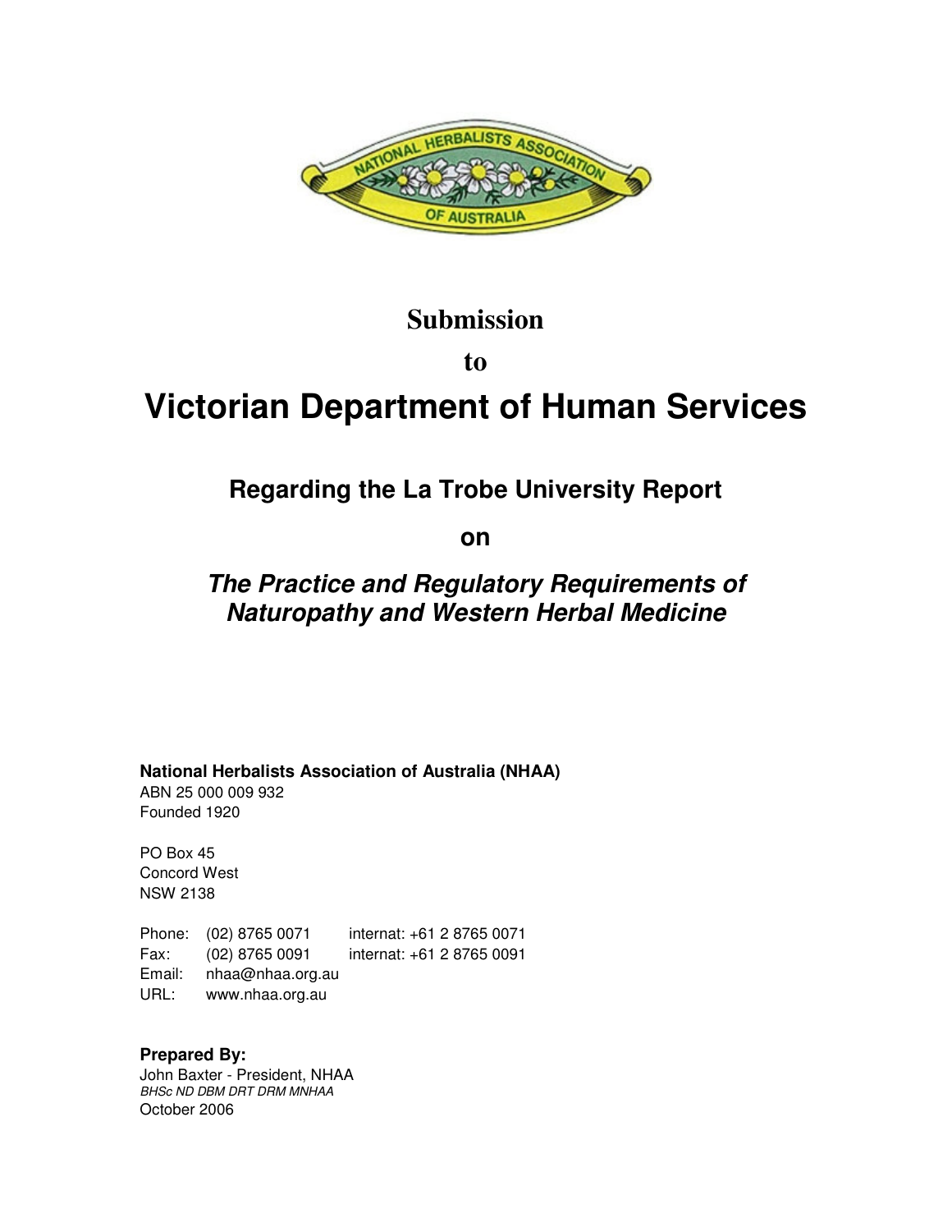**Submission**

**to**

# Victorian Department of Human Services

## Regarding the La Trobe University Report

## on

## *The Practice and Regulatory Requirements of Naturopathy and Western Herbal Medicine*

**National Herbalists Association of Australia (NHAA)**
ABN 25 000 009 932
Founded 1920

PO Box 45
Concord West
NSW 2138

| | | |
|---|---|---|
| Phone: | (02) 8765 0071 | internat: +61 2 8765 0071 |
| Fax: | (02) 8765 0091 | internat: +61 2 8765 0091 |
| Email: | nhaa@nhaa.org.au | |
| URL: | www.nhaa.org.au | |

**Prepared By:**
John Baxter - President, NHAA
*BHSc ND DBM DRT DRM MNHAA*
October 2006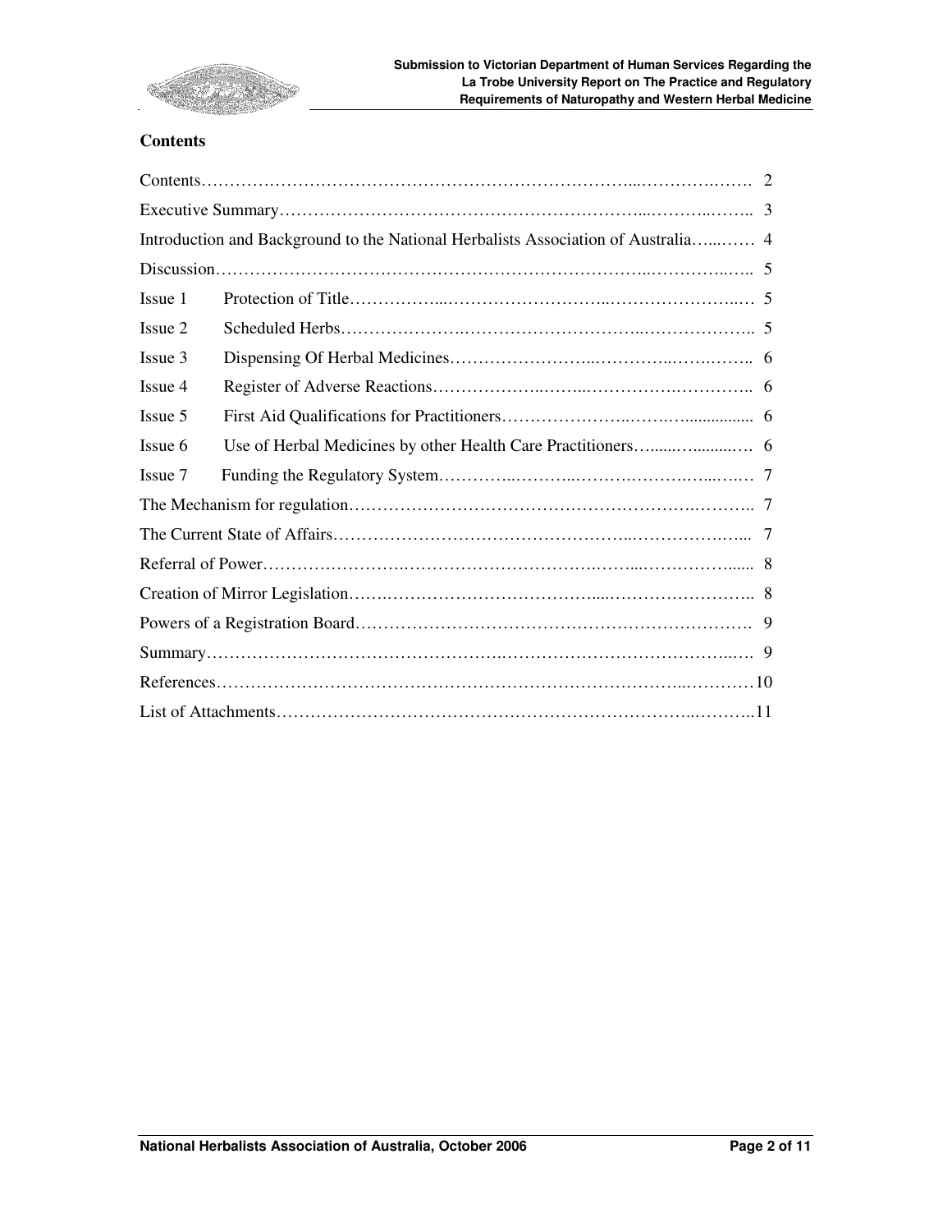## Contents

| | | |
|---|---|---|
| Contents | | 2 |
| Executive Summary | | 3 |
| Introduction and Background to the National Herbalists Association of Australia | | 4 |
| Discussion | | 5 |
| Issue 1 | Protection of Title | 5 |
| Issue 2 | Scheduled Herbs | 5 |
| Issue 3 | Dispensing Of Herbal Medicines | 6 |
| Issue 4 | Register of Adverse Reactions | 6 |
| Issue 5 | First Aid Qualifications for Practitioners | 6 |
| Issue 6 | Use of Herbal Medicines by other Health Care Practitioners | 6 |
| Issue 7 | Funding the Regulatory System | 7 |
| The Mechanism for regulation | | 7 |
| The Current State of Affairs | | 7 |
| Referral of Power | | 8 |
| Creation of Mirror Legislation | | 8 |
| Powers of a Registration Board | | 9 |
| Summary | | 9 |
| References | | 10 |
| List of Attachments | | 11 |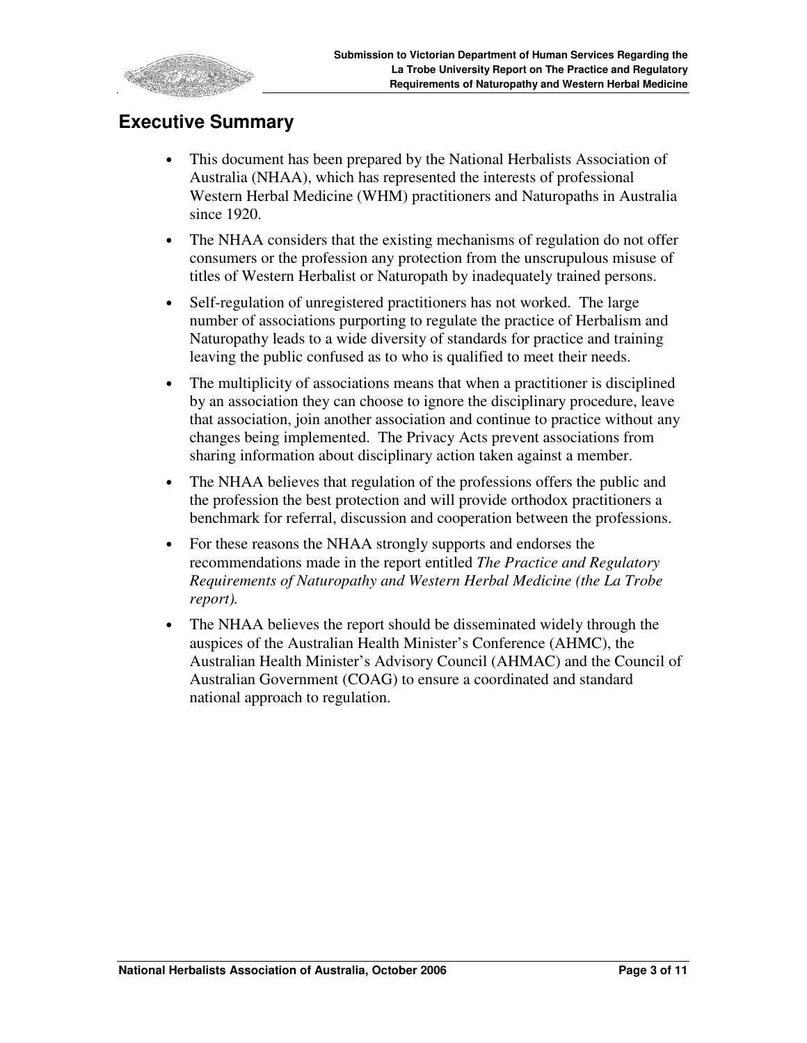## Executive Summary

- This document has been prepared by the National Herbalists Association of Australia (NHAA), which has represented the interests of professional Western Herbal Medicine (WHM) practitioners and Naturopaths in Australia since 1920.
- The NHAA considers that the existing mechanisms of regulation do not offer consumers or the profession any protection from the unscrupulous misuse of titles of Western Herbalist or Naturopath by inadequately trained persons.
- Self-regulation of unregistered practitioners has not worked. The large number of associations purporting to regulate the practice of Herbalism and Naturopathy leads to a wide diversity of standards for practice and training leaving the public confused as to who is qualified to meet their needs.
- The multiplicity of associations means that when a practitioner is disciplined by an association they can choose to ignore the disciplinary procedure, leave that association, join another association and continue to practice without any changes being implemented. The Privacy Acts prevent associations from sharing information about disciplinary action taken against a member.
- The NHAA believes that regulation of the professions offers the public and the profession the best protection and will provide orthodox practitioners a benchmark for referral, discussion and cooperation between the professions.
- For these reasons the NHAA strongly supports and endorses the recommendations made in the report entitled *The Practice and Regulatory Requirements of Naturopathy and Western Herbal Medicine (the La Trobe report).*
- The NHAA believes the report should be disseminated widely through the auspices of the Australian Health Minister's Conference (AHMC), the Australian Health Minister's Advisory Council (AHMAC) and the Council of Australian Government (COAG) to ensure a coordinated and standard national approach to regulation.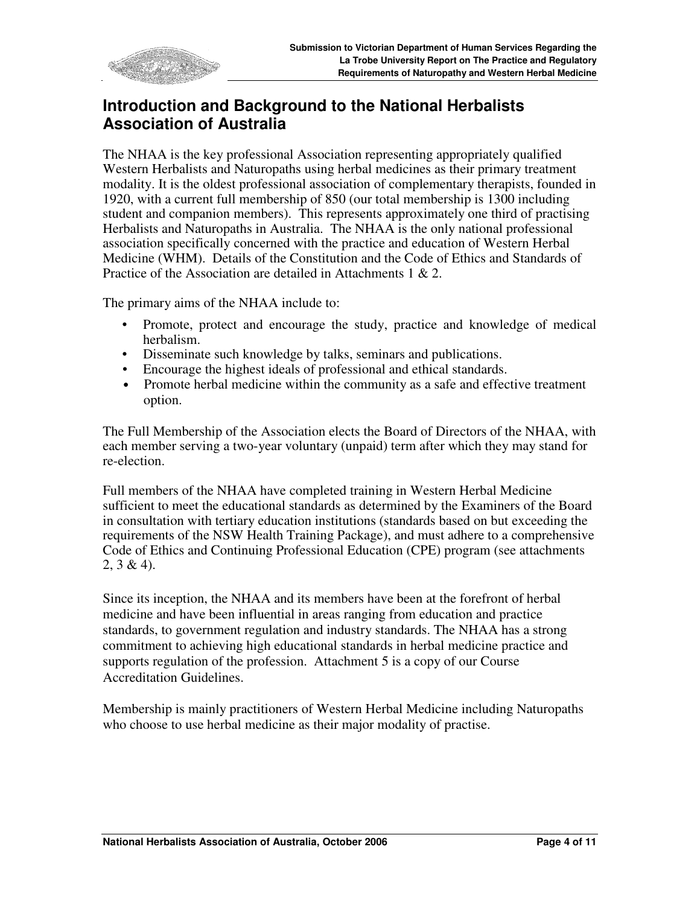## Introduction and Background to the National Herbalists Association of Australia

The NHAA is the key professional Association representing appropriately qualified Western Herbalists and Naturopaths using herbal medicines as their primary treatment modality. It is the oldest professional association of complementary therapists, founded in 1920, with a current full membership of 850 (our total membership is 1300 including student and companion members). This represents approximately one third of practising Herbalists and Naturopaths in Australia. The NHAA is the only national professional association specifically concerned with the practice and education of Western Herbal Medicine (WHM). Details of the Constitution and the Code of Ethics and Standards of Practice of the Association are detailed in Attachments 1 & 2.

The primary aims of the NHAA include to:

- Promote, protect and encourage the study, practice and knowledge of medical herbalism.
- Disseminate such knowledge by talks, seminars and publications.
- Encourage the highest ideals of professional and ethical standards.
- Promote herbal medicine within the community as a safe and effective treatment option.

The Full Membership of the Association elects the Board of Directors of the NHAA, with each member serving a two-year voluntary (unpaid) term after which they may stand for re-election.

Full members of the NHAA have completed training in Western Herbal Medicine sufficient to meet the educational standards as determined by the Examiners of the Board in consultation with tertiary education institutions (standards based on but exceeding the requirements of the NSW Health Training Package), and must adhere to a comprehensive Code of Ethics and Continuing Professional Education (CPE) program (see attachments 2, 3 & 4).

Since its inception, the NHAA and its members have been at the forefront of herbal medicine and have been influential in areas ranging from education and practice standards, to government regulation and industry standards. The NHAA has a strong commitment to achieving high educational standards in herbal medicine practice and supports regulation of the profession. Attachment 5 is a copy of our Course Accreditation Guidelines.

Membership is mainly practitioners of Western Herbal Medicine including Naturopaths who choose to use herbal medicine as their major modality of practise.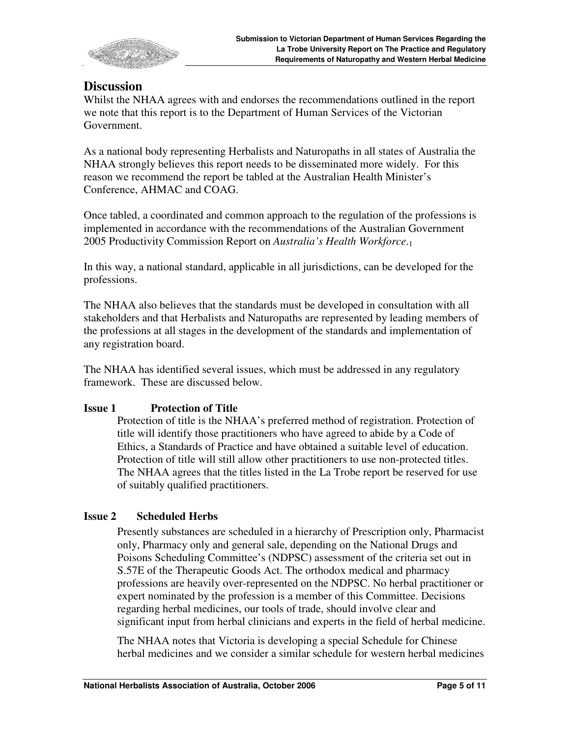## Discussion

Whilst the NHAA agrees with and endorses the recommendations outlined in the report we note that this report is to the Department of Human Services of the Victorian Government.

As a national body representing Herbalists and Naturopaths in all states of Australia the NHAA strongly believes this report needs to be disseminated more widely. For this reason we recommend the report be tabled at the Australian Health Minister's Conference, AHMAC and COAG.

Once tabled, a coordinated and common approach to the regulation of the professions is implemented in accordance with the recommendations of the Australian Government 2005 Productivity Commission Report on *Australia's Health Workforce*.[1]

In this way, a national standard, applicable in all jurisdictions, can be developed for the professions.

The NHAA also believes that the standards must be developed in consultation with all stakeholders and that Herbalists and Naturopaths are represented by leading members of the professions at all stages in the development of the standards and implementation of any registration board.

The NHAA has identified several issues, which must be addressed in any regulatory framework. These are discussed below.

### Issue 1 Protection of Title

Protection of title is the NHAA's preferred method of registration. Protection of title will identify those practitioners who have agreed to abide by a Code of Ethics, a Standards of Practice and have obtained a suitable level of education. Protection of title will still allow other practitioners to use non-protected titles. The NHAA agrees that the titles listed in the La Trobe report be reserved for use of suitably qualified practitioners.

### Issue 2 Scheduled Herbs

Presently substances are scheduled in a hierarchy of Prescription only, Pharmacist only, Pharmacy only and general sale, depending on the National Drugs and Poisons Scheduling Committee's (NDPSC) assessment of the criteria set out in S.57E of the Therapeutic Goods Act. The orthodox medical and pharmacy professions are heavily over-represented on the NDPSC. No herbal practitioner or expert nominated by the profession is a member of this Committee. Decisions regarding herbal medicines, our tools of trade, should involve clear and significant input from herbal clinicians and experts in the field of herbal medicine.

The NHAA notes that Victoria is developing a special Schedule for Chinese herbal medicines and we consider a similar schedule for western herbal medicines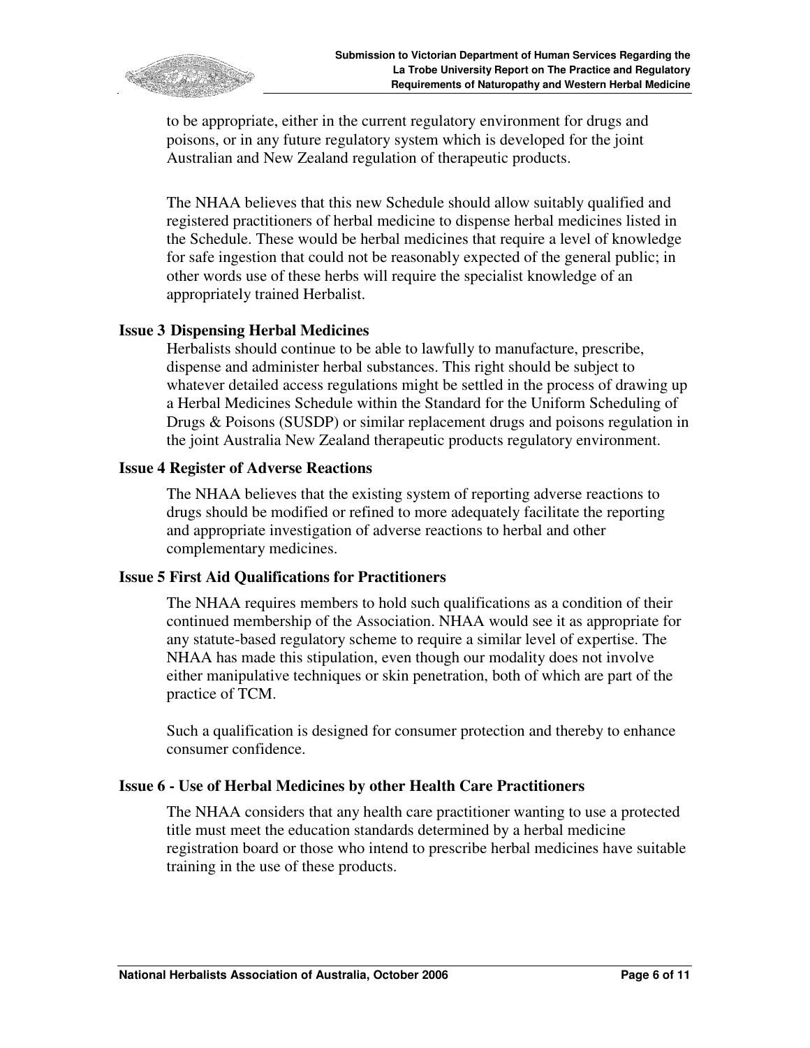to be appropriate, either in the current regulatory environment for drugs and poisons, or in any future regulatory system which is developed for the joint Australian and New Zealand regulation of therapeutic products.

The NHAA believes that this new Schedule should allow suitably qualified and registered practitioners of herbal medicine to dispense herbal medicines listed in the Schedule. These would be herbal medicines that require a level of knowledge for safe ingestion that could not be reasonably expected of the general public; in other words use of these herbs will require the specialist knowledge of an appropriately trained Herbalist.

### Issue 3 Dispensing Herbal Medicines

Herbalists should continue to be able to lawfully to manufacture, prescribe, dispense and administer herbal substances. This right should be subject to whatever detailed access regulations might be settled in the process of drawing up a Herbal Medicines Schedule within the Standard for the Uniform Scheduling of Drugs & Poisons (SUSDP) or similar replacement drugs and poisons regulation in the joint Australia New Zealand therapeutic products regulatory environment.

### Issue 4 Register of Adverse Reactions

The NHAA believes that the existing system of reporting adverse reactions to drugs should be modified or refined to more adequately facilitate the reporting and appropriate investigation of adverse reactions to herbal and other complementary medicines.

### Issue 5 First Aid Qualifications for Practitioners

The NHAA requires members to hold such qualifications as a condition of their continued membership of the Association. NHAA would see it as appropriate for any statute-based regulatory scheme to require a similar level of expertise. The NHAA has made this stipulation, even though our modality does not involve either manipulative techniques or skin penetration, both of which are part of the practice of TCM.

Such a qualification is designed for consumer protection and thereby to enhance consumer confidence.

### Issue 6 - Use of Herbal Medicines by other Health Care Practitioners

The NHAA considers that any health care practitioner wanting to use a protected title must meet the education standards determined by a herbal medicine registration board or those who intend to prescribe herbal medicines have suitable training in the use of these products.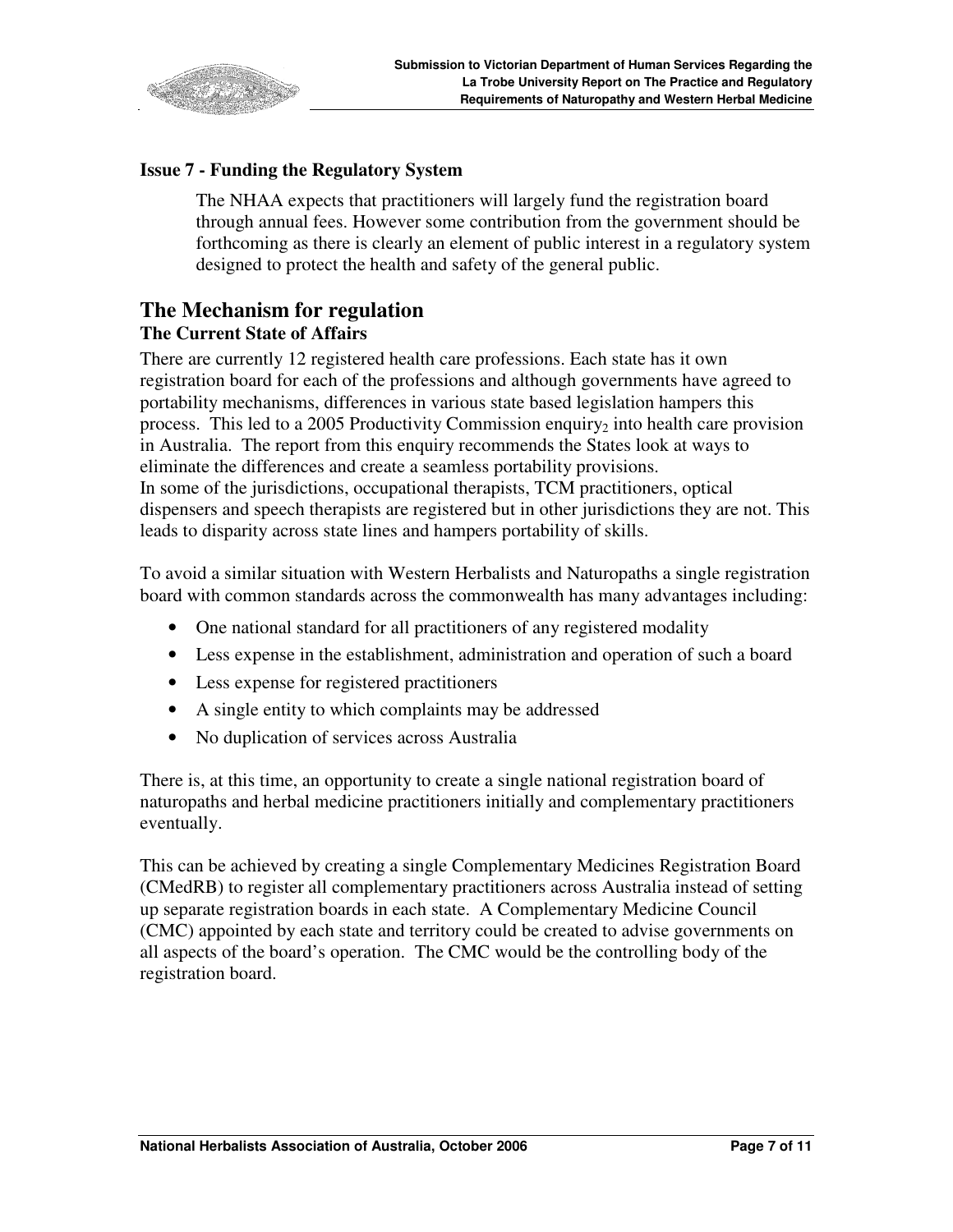**Issue 7 - Funding the Regulatory System**

The NHAA expects that practitioners will largely fund the registration board through annual fees. However some contribution from the government should be forthcoming as there is clearly an element of public interest in a regulatory system designed to protect the health and safety of the general public.

## The Mechanism for regulation

### The Current State of Affairs

There are currently 12 registered health care professions. Each state has it own registration board for each of the professions and although governments have agreed to portability mechanisms, differences in various state based legislation hampers this process. This led to a 2005 Productivity Commission enquiry[2] into health care provision in Australia. The report from this enquiry recommends the States look at ways to eliminate the differences and create a seamless portability provisions.
In some of the jurisdictions, occupational therapists, TCM practitioners, optical dispensers and speech therapists are registered but in other jurisdictions they are not. This leads to disparity across state lines and hampers portability of skills.

To avoid a similar situation with Western Herbalists and Naturopaths a single registration board with common standards across the commonwealth has many advantages including:

- One national standard for all practitioners of any registered modality
- Less expense in the establishment, administration and operation of such a board
- Less expense for registered practitioners
- A single entity to which complaints may be addressed
- No duplication of services across Australia

There is, at this time, an opportunity to create a single national registration board of naturopaths and herbal medicine practitioners initially and complementary practitioners eventually.

This can be achieved by creating a single Complementary Medicines Registration Board (CMedRB) to register all complementary practitioners across Australia instead of setting up separate registration boards in each state. A Complementary Medicine Council (CMC) appointed by each state and territory could be created to advise governments on all aspects of the board's operation. The CMC would be the controlling body of the registration board.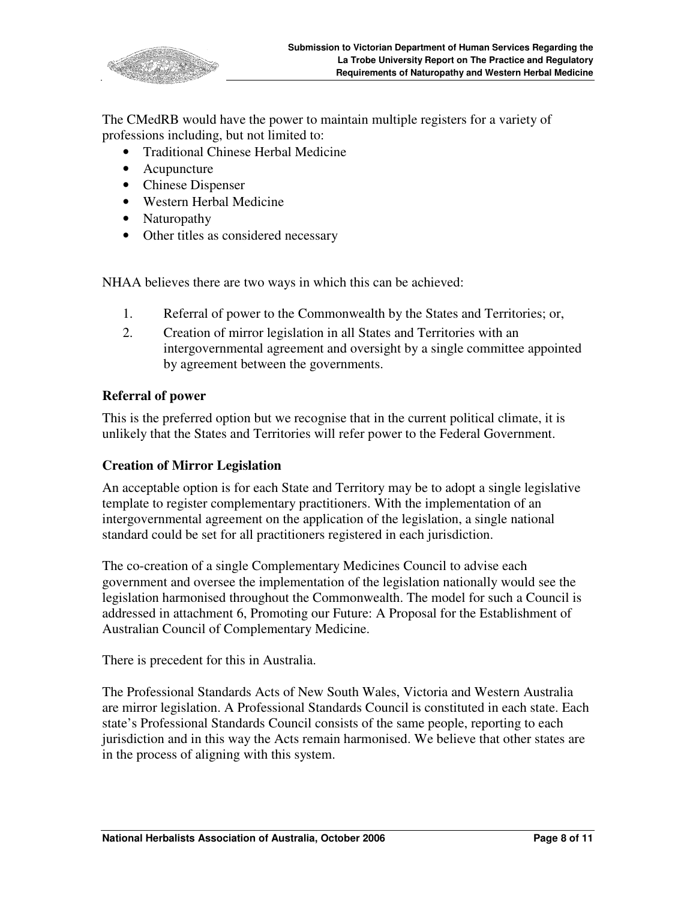The CMedRB would have the power to maintain multiple registers for a variety of professions including, but not limited to:

- Traditional Chinese Herbal Medicine
- Acupuncture
- Chinese Dispenser
- Western Herbal Medicine
- Naturopathy
- Other titles as considered necessary

NHAA believes there are two ways in which this can be achieved:

1. Referral of power to the Commonwealth by the States and Territories; or,
2. Creation of mirror legislation in all States and Territories with an intergovernmental agreement and oversight by a single committee appointed by agreement between the governments.

**Referral of power**

This is the preferred option but we recognise that in the current political climate, it is unlikely that the States and Territories will refer power to the Federal Government.

**Creation of Mirror Legislation**

An acceptable option is for each State and Territory may be to adopt a single legislative template to register complementary practitioners. With the implementation of an intergovernmental agreement on the application of the legislation, a single national standard could be set for all practitioners registered in each jurisdiction.

The co-creation of a single Complementary Medicines Council to advise each government and oversee the implementation of the legislation nationally would see the legislation harmonised throughout the Commonwealth. The model for such a Council is addressed in attachment 6, Promoting our Future: A Proposal for the Establishment of Australian Council of Complementary Medicine.

There is precedent for this in Australia.

The Professional Standards Acts of New South Wales, Victoria and Western Australia are mirror legislation. A Professional Standards Council is constituted in each state. Each state's Professional Standards Council consists of the same people, reporting to each jurisdiction and in this way the Acts remain harmonised. We believe that other states are in the process of aligning with this system.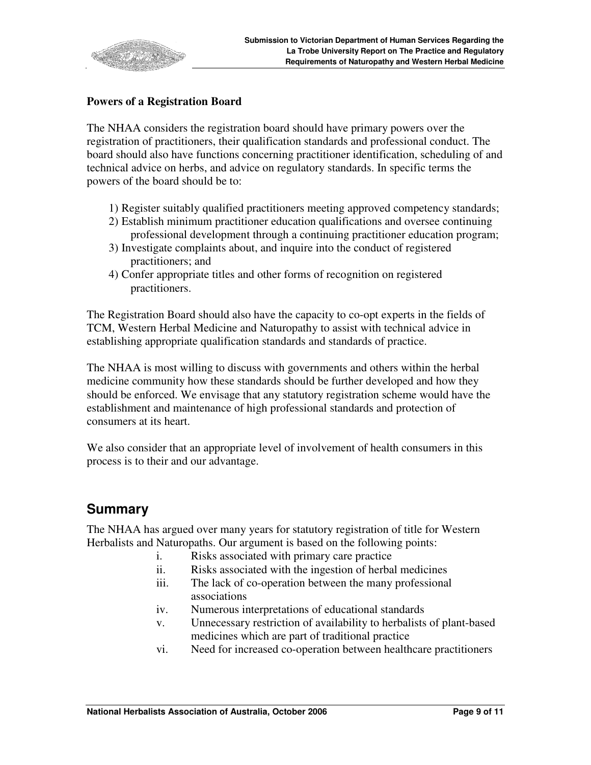### Powers of a Registration Board

The NHAA considers the registration board should have primary powers over the registration of practitioners, their qualification standards and professional conduct. The board should also have functions concerning practitioner identification, scheduling of and technical advice on herbs, and advice on regulatory standards. In specific terms the powers of the board should be to:

1) Register suitably qualified practitioners meeting approved competency standards;
2) Establish minimum practitioner education qualifications and oversee continuing professional development through a continuing practitioner education program;
3) Investigate complaints about, and inquire into the conduct of registered practitioners; and
4) Confer appropriate titles and other forms of recognition on registered practitioners.

The Registration Board should also have the capacity to co-opt experts in the fields of TCM, Western Herbal Medicine and Naturopathy to assist with technical advice in establishing appropriate qualification standards and standards of practice.

The NHAA is most willing to discuss with governments and others within the herbal medicine community how these standards should be further developed and how they should be enforced. We envisage that any statutory registration scheme would have the establishment and maintenance of high professional standards and protection of consumers at its heart.

We also consider that an appropriate level of involvement of health consumers in this process is to their and our advantage.

## Summary

The NHAA has argued over many years for statutory registration of title for Western Herbalists and Naturopaths. Our argument is based on the following points:

i. Risks associated with primary care practice
ii. Risks associated with the ingestion of herbal medicines
iii. The lack of co-operation between the many professional associations
iv. Numerous interpretations of educational standards
v. Unnecessary restriction of availability to herbalists of plant-based medicines which are part of traditional practice
vi. Need for increased co-operation between healthcare practitioners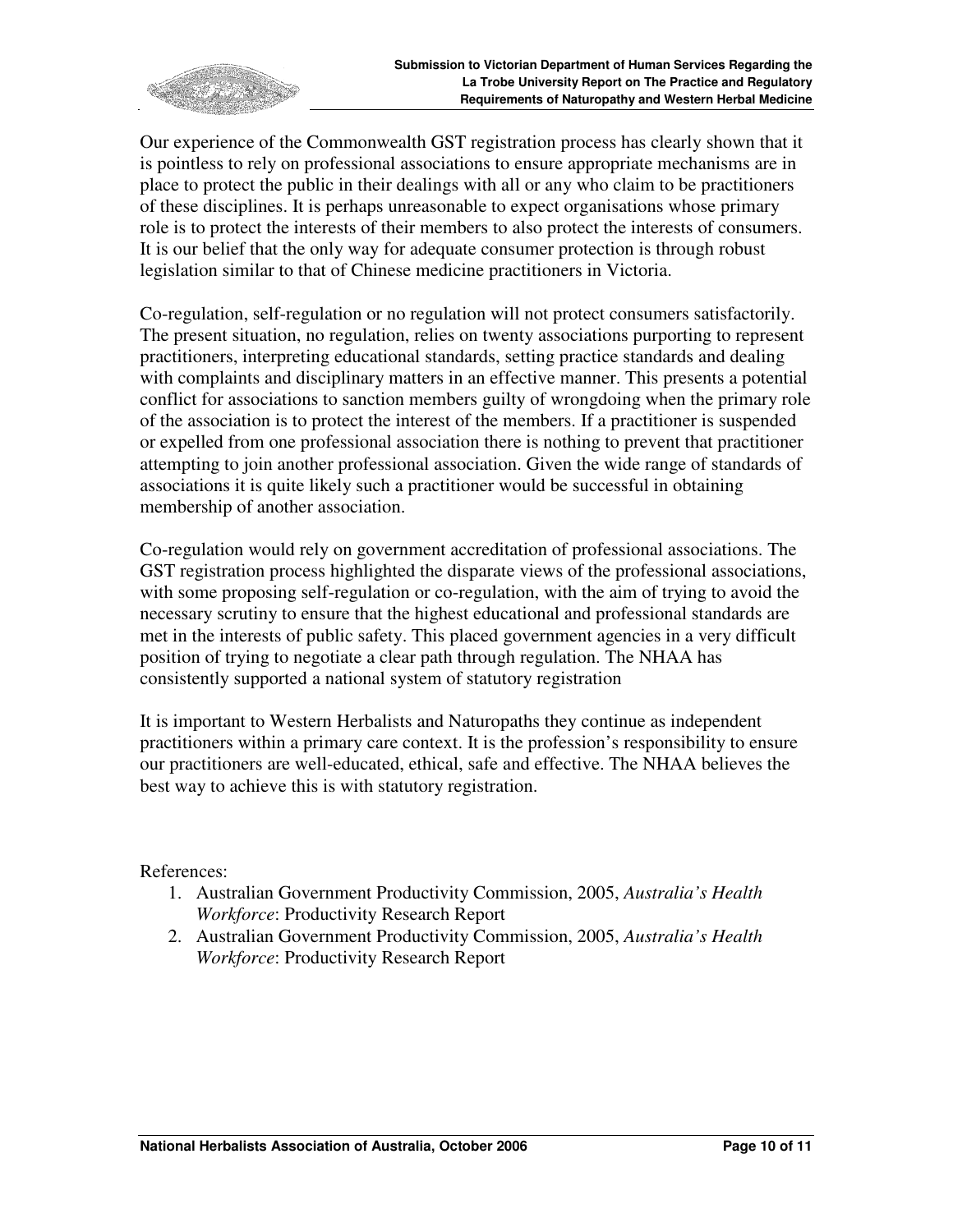Our experience of the Commonwealth GST registration process has clearly shown that it is pointless to rely on professional associations to ensure appropriate mechanisms are in place to protect the public in their dealings with all or any who claim to be practitioners of these disciplines. It is perhaps unreasonable to expect organisations whose primary role is to protect the interests of their members to also protect the interests of consumers. It is our belief that the only way for adequate consumer protection is through robust legislation similar to that of Chinese medicine practitioners in Victoria.

Co-regulation, self-regulation or no regulation will not protect consumers satisfactorily. The present situation, no regulation, relies on twenty associations purporting to represent practitioners, interpreting educational standards, setting practice standards and dealing with complaints and disciplinary matters in an effective manner. This presents a potential conflict for associations to sanction members guilty of wrongdoing when the primary role of the association is to protect the interest of the members. If a practitioner is suspended or expelled from one professional association there is nothing to prevent that practitioner attempting to join another professional association. Given the wide range of standards of associations it is quite likely such a practitioner would be successful in obtaining membership of another association.

Co-regulation would rely on government accreditation of professional associations. The GST registration process highlighted the disparate views of the professional associations, with some proposing self-regulation or co-regulation, with the aim of trying to avoid the necessary scrutiny to ensure that the highest educational and professional standards are met in the interests of public safety. This placed government agencies in a very difficult position of trying to negotiate a clear path through regulation. The NHAA has consistently supported a national system of statutory registration

It is important to Western Herbalists and Naturopaths they continue as independent practitioners within a primary care context. It is the profession's responsibility to ensure our practitioners are well-educated, ethical, safe and effective. The NHAA believes the best way to achieve this is with statutory registration.

References:

1. Australian Government Productivity Commission, 2005, *Australia's Health Workforce*: Productivity Research Report
2. Australian Government Productivity Commission, 2005, *Australia's Health Workforce*: Productivity Research Report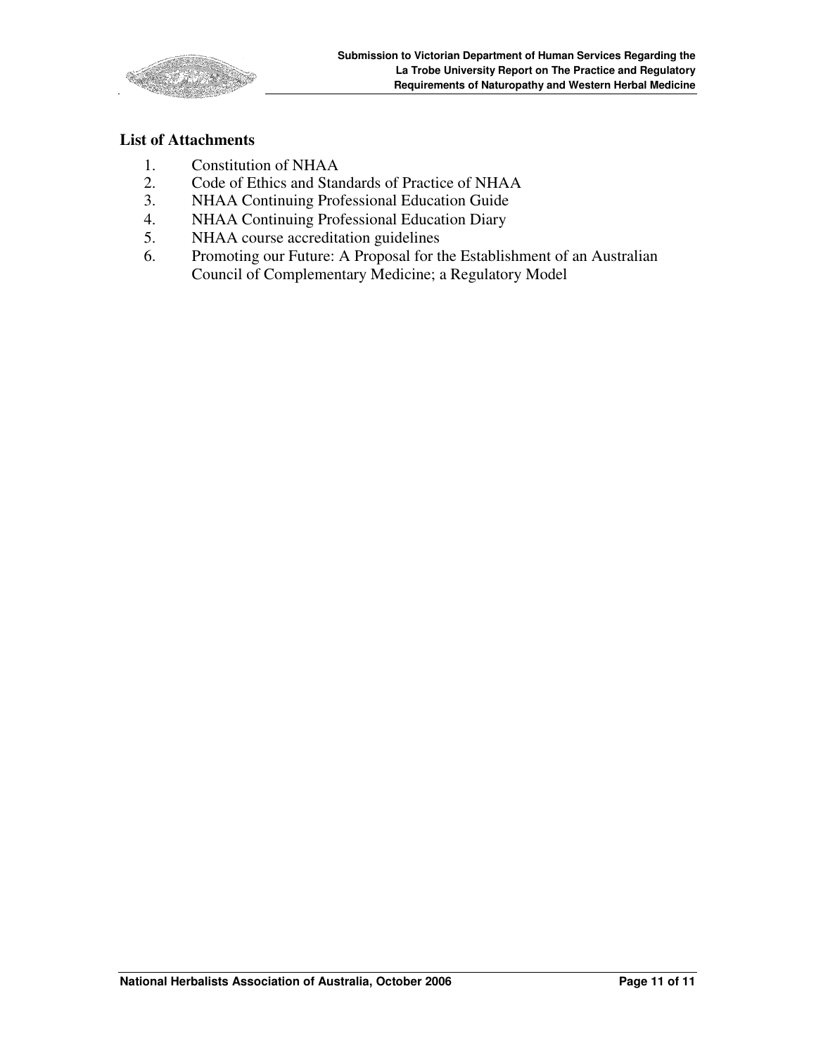## List of Attachments

1. Constitution of NHAA
2. Code of Ethics and Standards of Practice of NHAA
3. NHAA Continuing Professional Education Guide
4. NHAA Continuing Professional Education Diary
5. NHAA course accreditation guidelines
6. Promoting our Future: A Proposal for the Establishment of an Australian Council of Complementary Medicine; a Regulatory Model